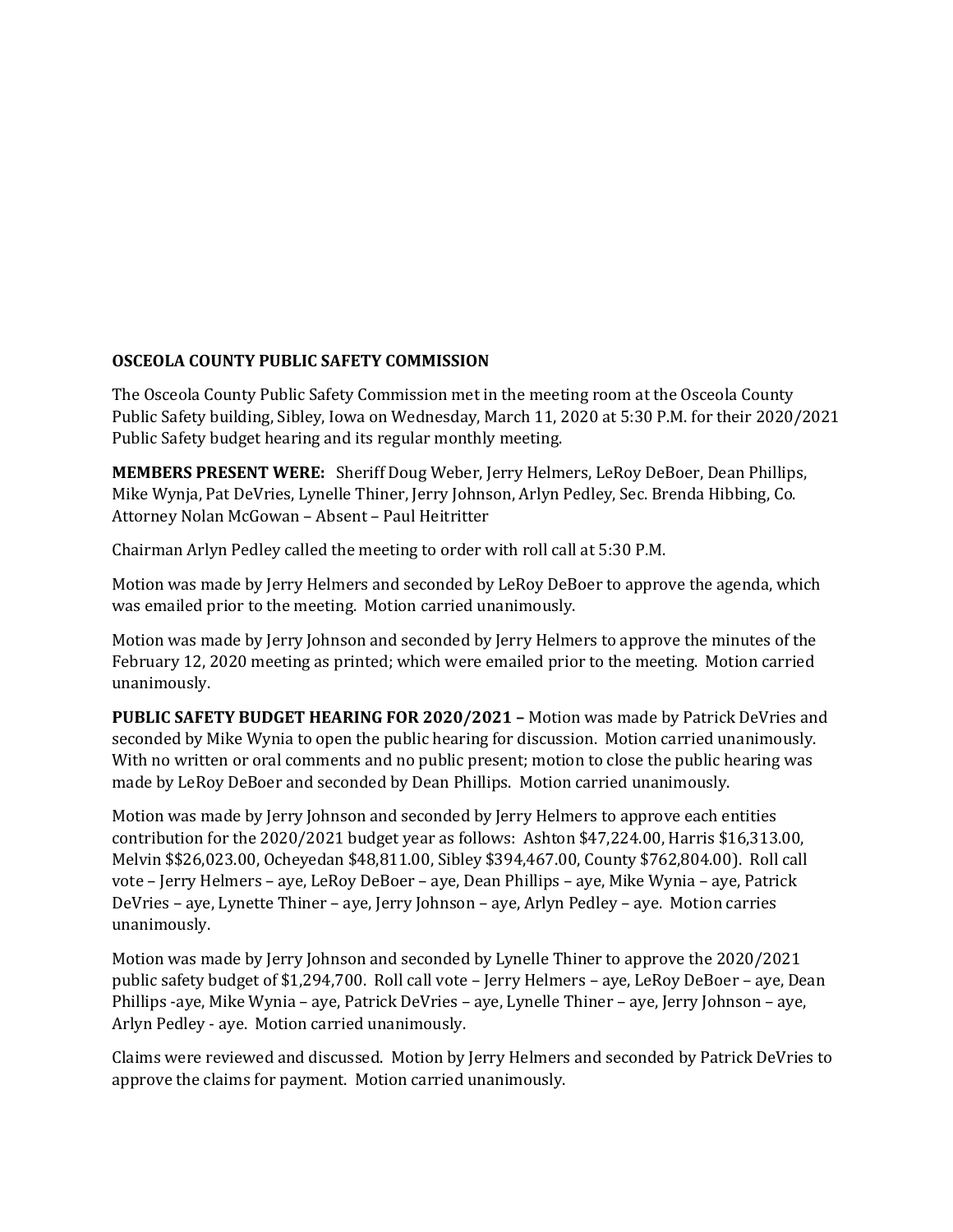**OSCEOLA COUNTY PUBLIC SAFETY COMMISSION**

The Osceola County Public Safety Commission met in the meeting room at the Osceola County Public Safety building, Sibley, Iowa on Wednesday, March 11, 2020 at 5:30 P.M. for their 2020/2021 Public Safety budget hearing and its regular monthly meeting.

**MEMBERS PRESENT WERE:** Sheriff Doug Weber, Jerry Helmers, LeRoy DeBoer, Dean Phillips, Mike Wynja, Pat DeVries, Lynelle Thiner, Jerry Johnson, Arlyn Pedley, Sec. Brenda Hibbing, Co. Attorney Nolan McGowan – Absent – Paul Heitritter

Chairman Arlyn Pedley called the meeting to order with roll call at 5:30 P.M.

Motion was made by Jerry Helmers and seconded by LeRoy DeBoer to approve the agenda, which was emailed prior to the meeting. Motion carried unanimously.

Motion was made by Jerry Johnson and seconded by Jerry Helmers to approve the minutes of the February 12, 2020 meeting as printed; which were emailed prior to the meeting. Motion carried unanimously.

**PUBLIC SAFETY BUDGET HEARING FOR 2020/2021 –** Motion was made by Patrick DeVries and seconded by Mike Wynia to open the public hearing for discussion. Motion carried unanimously. With no written or oral comments and no public present; motion to close the public hearing was made by LeRoy DeBoer and seconded by Dean Phillips. Motion carried unanimously.

Motion was made by Jerry Johnson and seconded by Jerry Helmers to approve each entities contribution for the 2020/2021 budget year as follows: Ashton $47,224.00, Harris $16,313.00, Melvin $$26,023.00, Ocheyedan $48,811.00, Sibley $394,467.00, County $762,804.00). Roll call vote – Jerry Helmers – aye, LeRoy DeBoer – aye, Dean Phillips – aye, Mike Wynia – aye, Patrick DeVries – aye, Lynette Thiner – aye, Jerry Johnson – aye, Arlyn Pedley – aye. Motion carries unanimously.

Motion was made by Jerry Johnson and seconded by Lynelle Thiner to approve the 2020/2021 public safety budget of $1,294,700. Roll call vote – Jerry Helmers – aye, LeRoy DeBoer – aye, Dean Phillips -aye, Mike Wynia – aye, Patrick DeVries – aye, Lynelle Thiner – aye, Jerry Johnson – aye, Arlyn Pedley - aye. Motion carried unanimously.

Claims were reviewed and discussed. Motion by Jerry Helmers and seconded by Patrick DeVries to approve the claims for payment. Motion carried unanimously.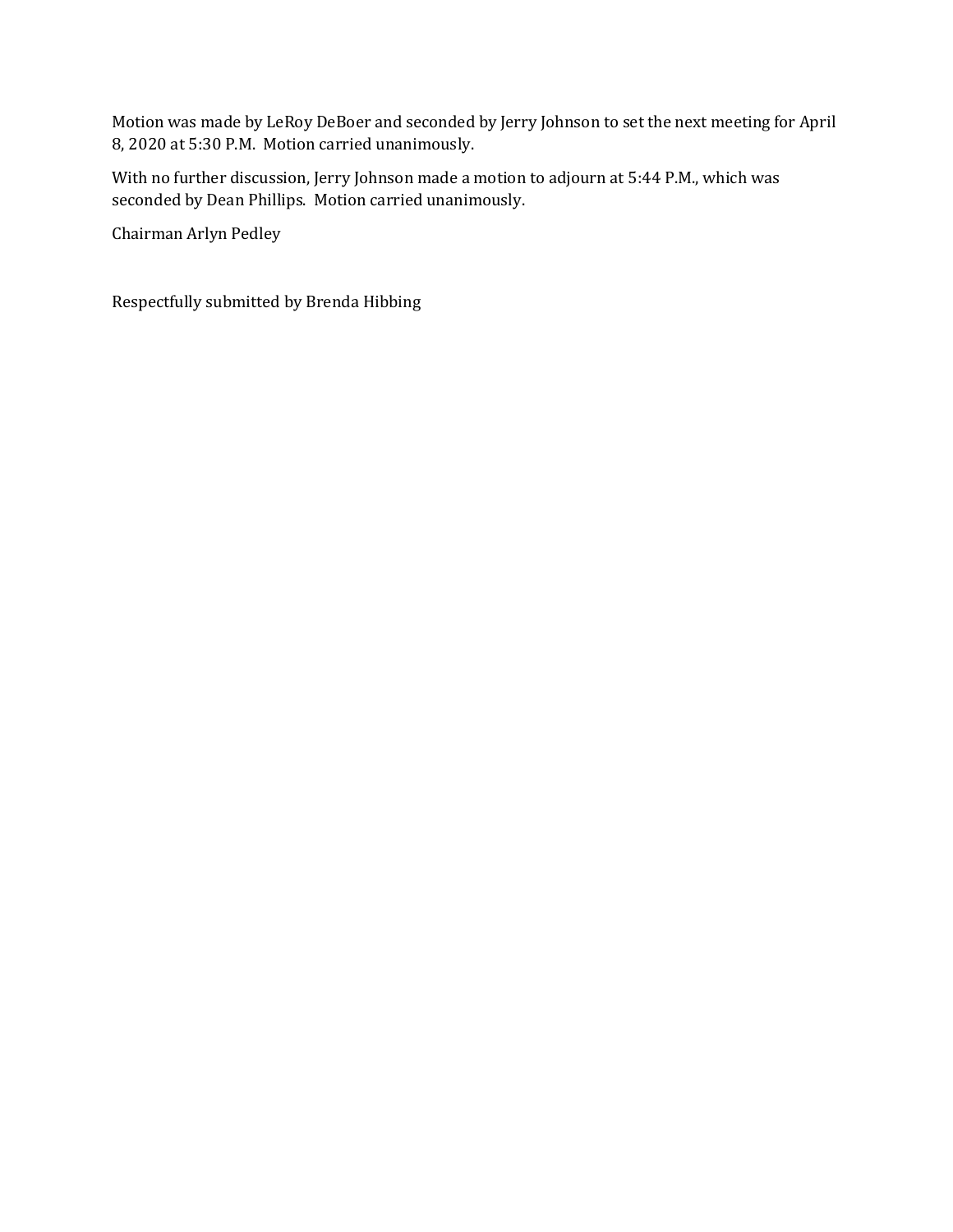Motion was made by LeRoy DeBoer and seconded by Jerry Johnson to set the next meeting for April 8, 2020 at 5:30 P.M. Motion carried unanimously.

With no further discussion, Jerry Johnson made a motion to adjourn at 5:44 P.M., which was seconded by Dean Phillips. Motion carried unanimously.

Chairman Arlyn Pedley

Respectfully submitted by Brenda Hibbing